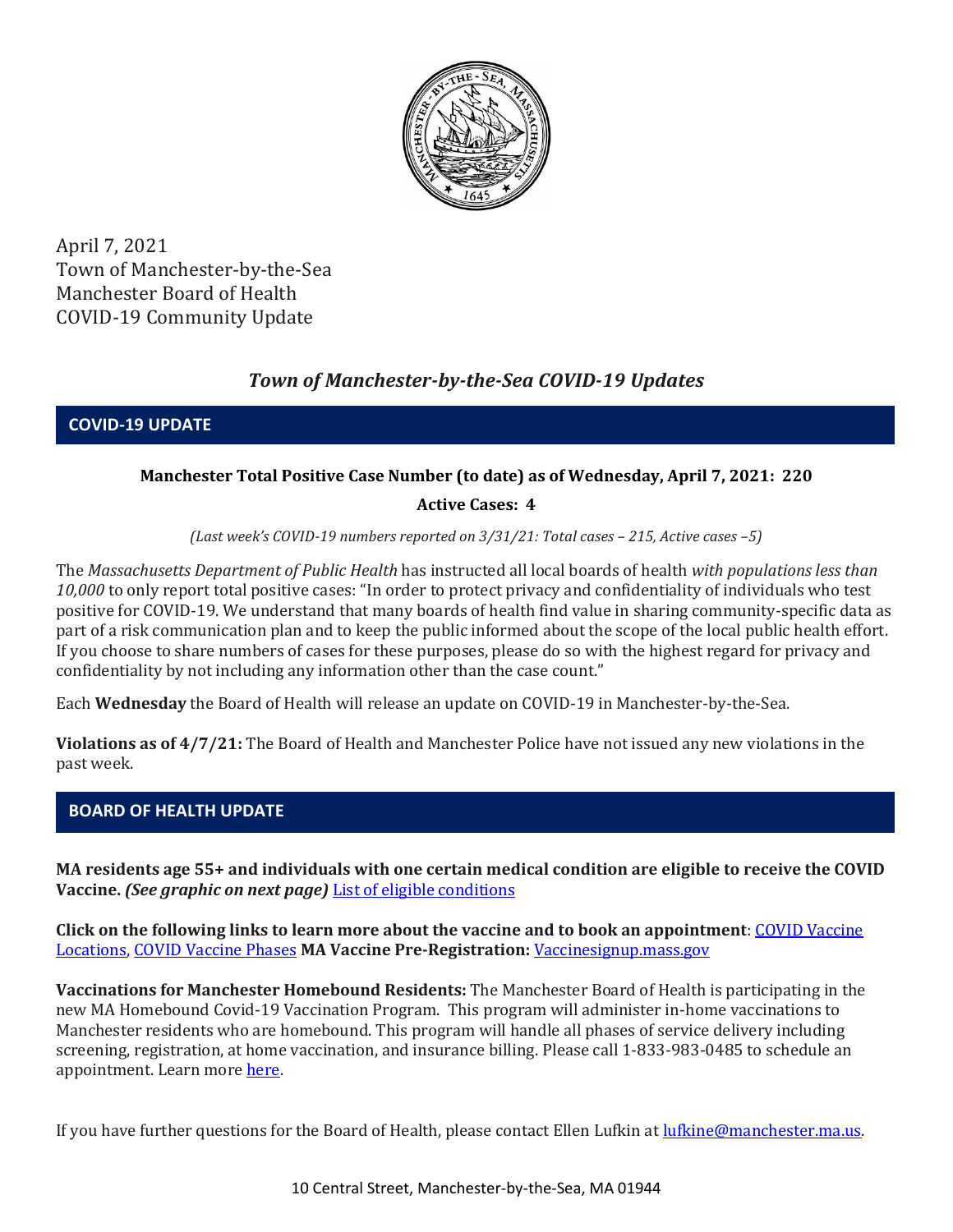April 7, 2021
Town of Manchester-by-the-Sea
Manchester Board of Health
COVID-19 Community Update

## *Town of Manchester-by-the-Sea COVID-19 Updates*

## COVID-19 UPDATE

**Manchester Total Positive Case Number (to date) as of Wednesday, April 7, 2021: 220**

**Active Cases: 4**

*(Last week's COVID-19 numbers reported on 3/31/21: Total cases – 215, Active cases –5)*

The *Massachusetts Department of Public Health* has instructed all local boards of health *with populations less than 10,000* to only report total positive cases: "In order to protect privacy and confidentiality of individuals who test positive for COVID-19. We understand that many boards of health find value in sharing community-specific data as part of a risk communication plan and to keep the public informed about the scope of the local public health effort. If you choose to share numbers of cases for these purposes, please do so with the highest regard for privacy and confidentiality by not including any information other than the case count."

Each **Wednesday** the Board of Health will release an update on COVID-19 in Manchester-by-the-Sea.

**Violations as of 4/7/21:** The Board of Health and Manchester Police have not issued any new violations in the past week.

## BOARD OF HEALTH UPDATE

**MA residents age 55+ and individuals with one certain medical condition are eligible to receive the COVID Vaccine.** ***(See graphic on next page)*** List of eligible conditions

**Click on the following links to learn more about the vaccine and to book an appointment**: COVID Vaccine Locations, COVID Vaccine Phases **MA Vaccine Pre-Registration:** Vaccinesignup.mass.gov

**Vaccinations for Manchester Homebound Residents:** The Manchester Board of Health is participating in the new MA Homebound Covid-19 Vaccination Program. This program will administer in-home vaccinations to Manchester residents who are homebound. This program will handle all phases of service delivery including screening, registration, at home vaccination, and insurance billing. Please call 1-833-983-0485 to schedule an appointment. Learn more here.

If you have further questions for the Board of Health, please contact Ellen Lufkin at lufkine@manchester.ma.us.

10 Central Street, Manchester-by-the-Sea, MA 01944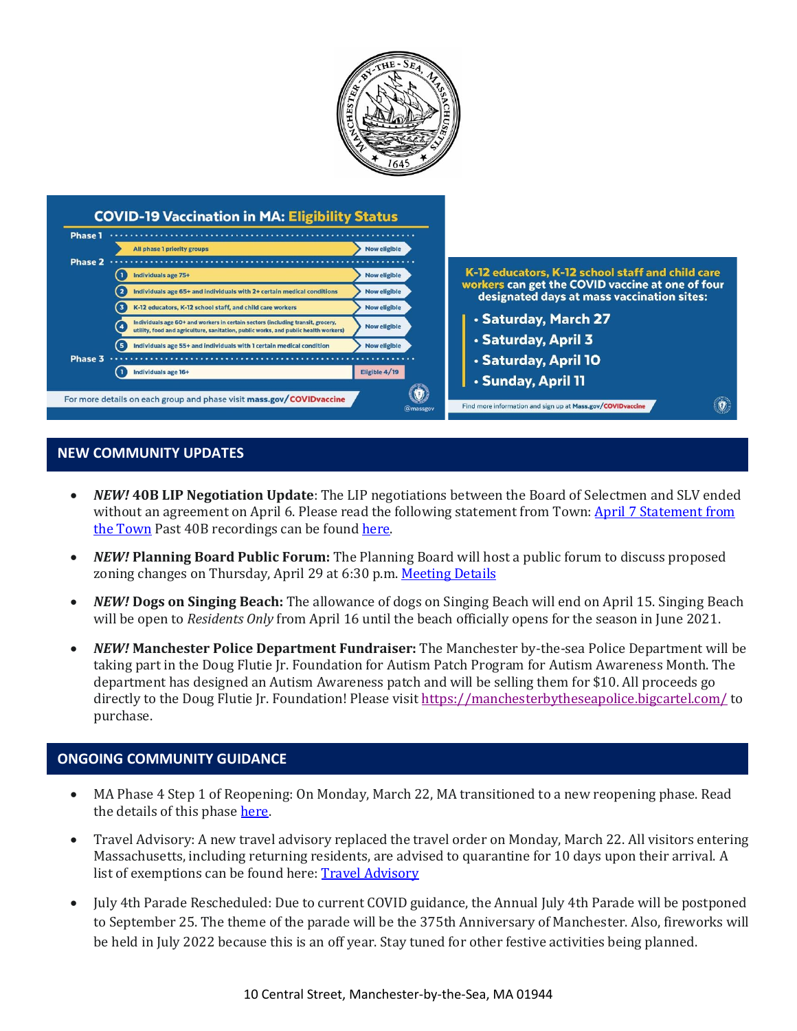## COVID-19 Vaccination in MA: Eligibility Status

**Phase 1**

| Group | Status |
|---|---|
| All phase 1 priority groups | Now eligible |

**Phase 2**

| Group | Status |
|---|---|
| 1. Individuals age 75+ | Now eligible |
| 2. Individuals age 65+ and individuals with 2+ certain medical conditions | Now eligible |
| 3. K-12 educators, K-12 school staff, and child care workers | Now eligible |
| 4. Individuals age 60+ and workers in certain sectors (including transit, grocery, utility, food and agriculture, sanitation, public works, and public health workers) | Now eligible |
| 5. Individuals age 55+ and individuals with 1 certain medical condition | Now eligible |

**Phase 3**

| Group | Status |
|---|---|
| 1. Individuals age 16+ | Eligible 4/19 |

For more details on each group and phase visit mass.gov/COVIDvaccine

@massgov

**K-12 educators, K-12 school staff and child care workers can get the COVID vaccine at one of four designated days at mass vaccination sites:**

- Saturday, March 27
- Saturday, April 3
- Saturday, April 10
- Sunday, April 11

Find more information and sign up at Mass.gov/COVIDvaccine

## NEW COMMUNITY UPDATES

- ***NEW!* 40B LIP Negotiation Update**: The LIP negotiations between the Board of Selectmen and SLV ended without an agreement on April 6. Please read the following statement from Town: [April 7 Statement from the Town]() Past 40B recordings can be found [here]().
- ***NEW!* Planning Board Public Forum:** The Planning Board will host a public forum to discuss proposed zoning changes on Thursday, April 29 at 6:30 p.m. [Meeting Details]()
- ***NEW!* Dogs on Singing Beach:** The allowance of dogs on Singing Beach will end on April 15. Singing Beach will be open to *Residents Only* from April 16 until the beach officially opens for the season in June 2021.
- ***NEW!* Manchester Police Department Fundraiser:** The Manchester by-the-sea Police Department will be taking part in the Doug Flutie Jr. Foundation for Autism Patch Program for Autism Awareness Month. The department has designed an Autism Awareness patch and will be selling them for $10. All proceeds go directly to the Doug Flutie Jr. Foundation! Please visit [https://manchesterbytheseapolice.bigcartel.com/](https://manchesterbytheseapolice.bigcartel.com/) to purchase.

## ONGOING COMMUNITY GUIDANCE

- MA Phase 4 Step 1 of Reopening: On Monday, March 22, MA transitioned to a new reopening phase. Read the details of this phase [here]().
- Travel Advisory: A new travel advisory replaced the travel order on Monday, March 22. All visitors entering Massachusetts, including returning residents, are advised to quarantine for 10 days upon their arrival. A list of exemptions can be found here: [Travel Advisory]()
- July 4th Parade Rescheduled: Due to current COVID guidance, the Annual July 4th Parade will be postponed to September 25. The theme of the parade will be the 375th Anniversary of Manchester. Also, fireworks will be held in July 2022 because this is an off year. Stay tuned for other festive activities being planned.

10 Central Street, Manchester-by-the-Sea, MA 01944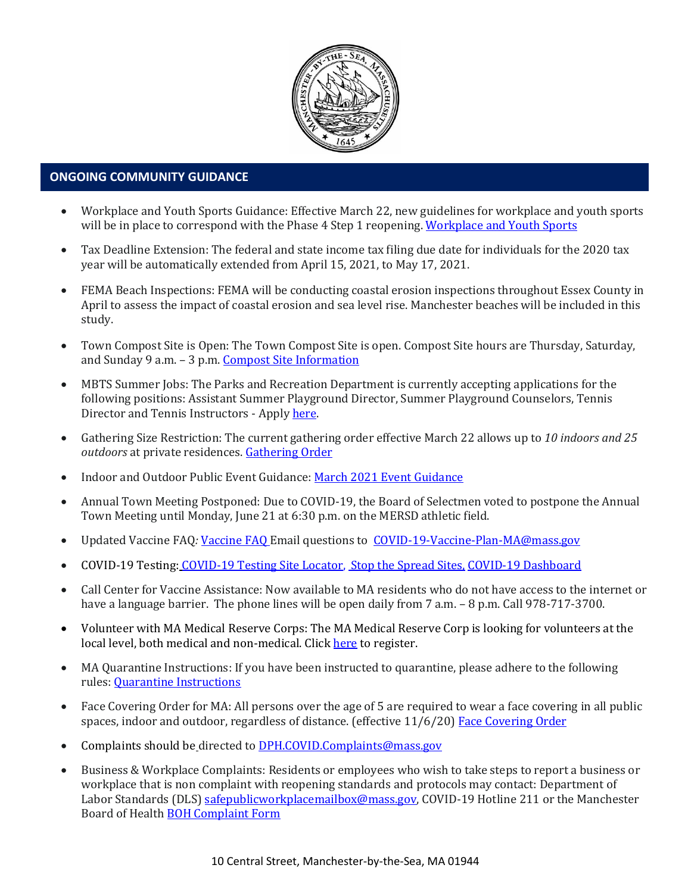## ONGOING COMMUNITY GUIDANCE

- Workplace and Youth Sports Guidance: Effective March 22, new guidelines for workplace and youth sports will be in place to correspond with the Phase 4 Step 1 reopening. Workplace and Youth Sports
- Tax Deadline Extension: The federal and state income tax filing due date for individuals for the 2020 tax year will be automatically extended from April 15, 2021, to May 17, 2021.
- FEMA Beach Inspections: FEMA will be conducting coastal erosion inspections throughout Essex County in April to assess the impact of coastal erosion and sea level rise. Manchester beaches will be included in this study.
- Town Compost Site is Open: The Town Compost Site is open. Compost Site hours are Thursday, Saturday, and Sunday 9 a.m. – 3 p.m. Compost Site Information
- MBTS Summer Jobs: The Parks and Recreation Department is currently accepting applications for the following positions: Assistant Summer Playground Director, Summer Playground Counselors, Tennis Director and Tennis Instructors - Apply here.
- Gathering Size Restriction: The current gathering order effective March 22 allows up to *10 indoors and 25 outdoors* at private residences. Gathering Order
- Indoor and Outdoor Public Event Guidance: March 2021 Event Guidance
- Annual Town Meeting Postponed: Due to COVID-19, the Board of Selectmen voted to postpone the Annual Town Meeting until Monday, June 21 at 6:30 p.m. on the MERSD athletic field.
- Updated Vaccine FAQ*:* Vaccine FAQ Email questions to COVID-19-Vaccine-Plan-MA@mass.gov
- COVID-19 Testing: COVID-19 Testing Site Locator, Stop the Spread Sites, COVID-19 Dashboard
- Call Center for Vaccine Assistance: Now available to MA residents who do not have access to the internet or have a language barrier. The phone lines will be open daily from 7 a.m. – 8 p.m. Call 978-717-3700.
- Volunteer with MA Medical Reserve Corps: The MA Medical Reserve Corp is looking for volunteers at the local level, both medical and non-medical. Click here to register.
- MA Quarantine Instructions: If you have been instructed to quarantine, please adhere to the following rules: Quarantine Instructions
- Face Covering Order for MA: All persons over the age of 5 are required to wear a face covering in all public spaces, indoor and outdoor, regardless of distance. (effective 11/6/20) Face Covering Order
- Complaints should be directed to DPH.COVID.Complaints@mass.gov
- Business & Workplace Complaints: Residents or employees who wish to take steps to report a business or workplace that is non complaint with reopening standards and protocols may contact: Department of Labor Standards (DLS) safepublicworkplacemailbox@mass.gov, COVID-19 Hotline 211 or the Manchester Board of Health BOH Complaint Form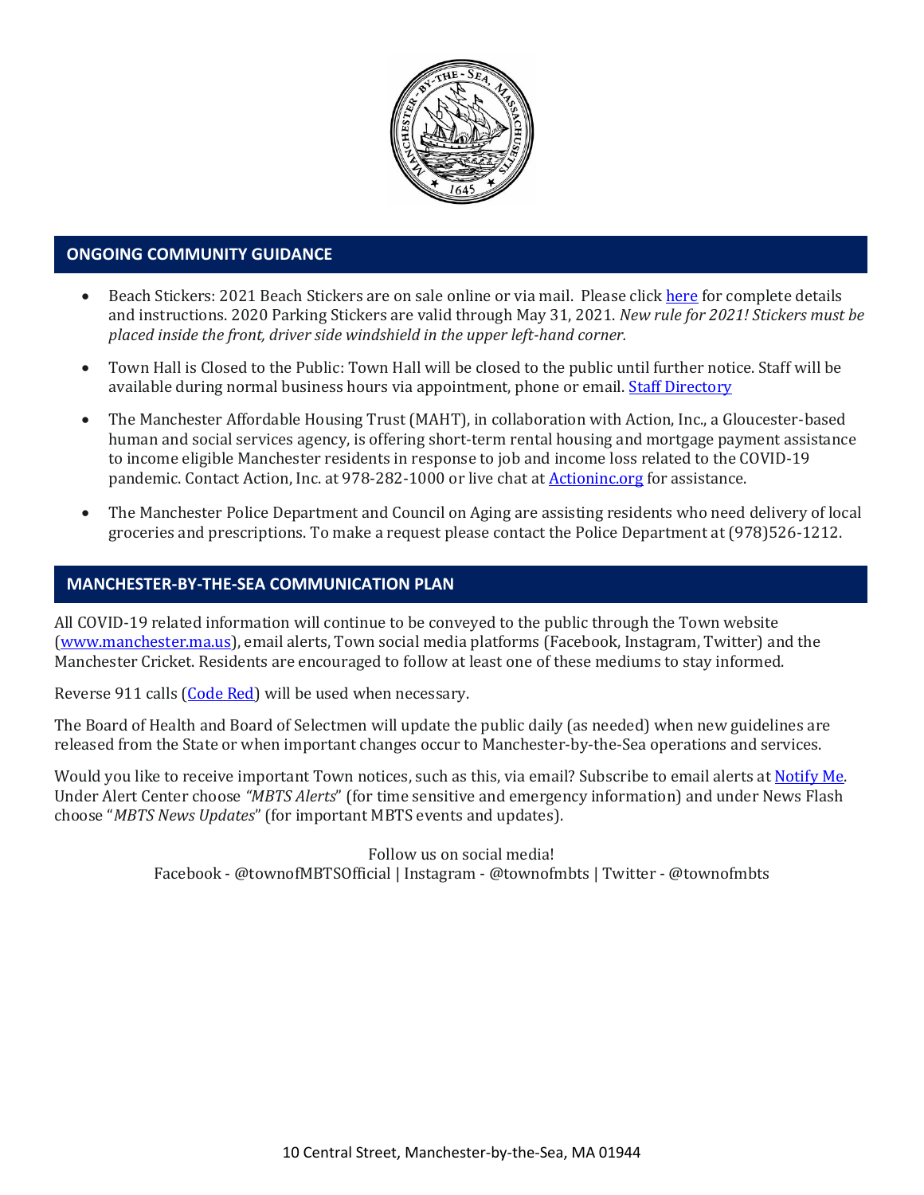## ONGOING COMMUNITY GUIDANCE

- Beach Stickers: 2021 Beach Stickers are on sale online or via mail. Please click here for complete details and instructions. 2020 Parking Stickers are valid through May 31, 2021. *New rule for 2021! Stickers must be placed inside the front, driver side windshield in the upper left-hand corner.*
- Town Hall is Closed to the Public: Town Hall will be closed to the public until further notice. Staff will be available during normal business hours via appointment, phone or email. Staff Directory
- The Manchester Affordable Housing Trust (MAHT), in collaboration with Action, Inc., a Gloucester-based human and social services agency, is offering short-term rental housing and mortgage payment assistance to income eligible Manchester residents in response to job and income loss related to the COVID-19 pandemic. Contact Action, Inc. at 978-282-1000 or live chat at Actioninc.org for assistance.
- The Manchester Police Department and Council on Aging are assisting residents who need delivery of local groceries and prescriptions. To make a request please contact the Police Department at (978)526-1212.

## MANCHESTER-BY-THE-SEA COMMUNICATION PLAN

All COVID-19 related information will continue to be conveyed to the public through the Town website (www.manchester.ma.us), email alerts, Town social media platforms (Facebook, Instagram, Twitter) and the Manchester Cricket. Residents are encouraged to follow at least one of these mediums to stay informed.

Reverse 911 calls (Code Red) will be used when necessary.

The Board of Health and Board of Selectmen will update the public daily (as needed) when new guidelines are released from the State or when important changes occur to Manchester-by-the-Sea operations and services.

Would you like to receive important Town notices, such as this, via email? Subscribe to email alerts at Notify Me. Under Alert Center choose *"MBTS Alerts*" (for time sensitive and emergency information) and under News Flash choose "*MBTS News Updates*" (for important MBTS events and updates).

Follow us on social media!
Facebook - @townofMBTSOfficial | Instagram - @townofmbts | Twitter - @townofmbts

10 Central Street, Manchester-by-the-Sea, MA 01944